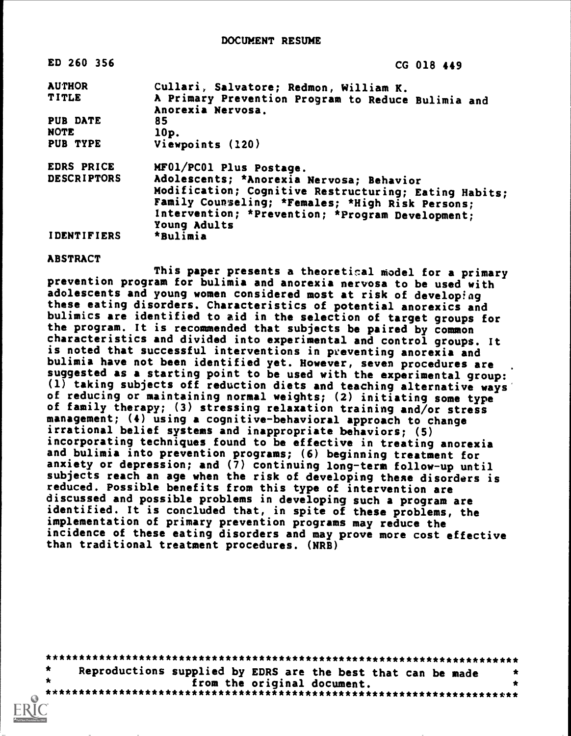# DOCUMENT RESUME

| | |
|---|---|
| ED 260 356 | CG 018 449 |
| AUTHOR | Cullari, Salvatore; Redmon, William K. |
| TITLE | A Primary Prevention Program to Reduce Bulimia and Anorexia Nervosa. |
| PUB DATE | 85 |
| NOTE | 10p. |
| PUB TYPE | Viewpoints (120) |
| EDRS PRICE | MF01/PC01 Plus Postage. |
| DESCRIPTORS | Adolescents; *Anorexia Nervosa; Behavior Modification; Cognitive Restructuring; Eating Habits; Family Counseling; *Females; *High Risk Persons; Intervention; *Prevention; *Program Development; Young Adults |
| IDENTIFIERS | *Bulimia |

## ABSTRACT

This paper presents a theoretical model for a primary prevention program for bulimia and anorexia nervosa to be used with adolescents and young women considered most at risk of developing these eating disorders. Characteristics of potential anorexics and bulimics are identified to aid in the selection of target groups for the program. It is recommended that subjects be paired by common characteristics and divided into experimental and control groups. It is noted that successful interventions in preventing anorexia and bulimia have not been identified yet. However, seven procedures are suggested as a starting point to be used with the experimental group: (1) taking subjects off reduction diets and teaching alternative ways of reducing or maintaining normal weights; (2) initiating some type of family therapy; (3) stressing relaxation training and/or stress management; (4) using a cognitive-behavioral approach to change irrational belief systems and inappropriate behaviors; (5) incorporating techniques found to be effective in treating anorexia and bulimia into prevention programs; (6) beginning treatment for anxiety or depression; and (7) continuing long-term follow-up until subjects reach an age when the risk of developing these disorders is reduced. Possible benefits from this type of intervention are discussed and possible problems in developing such a program are identified. It is concluded that, in spite of these problems, the implementation of primary prevention programs may reduce the incidence of these eating disorders and may prove more cost effective than traditional treatment procedures. (NRB)

***********************************************************************
* Reproductions supplied by EDRS are the best that can be made *
* from the original document. *
***********************************************************************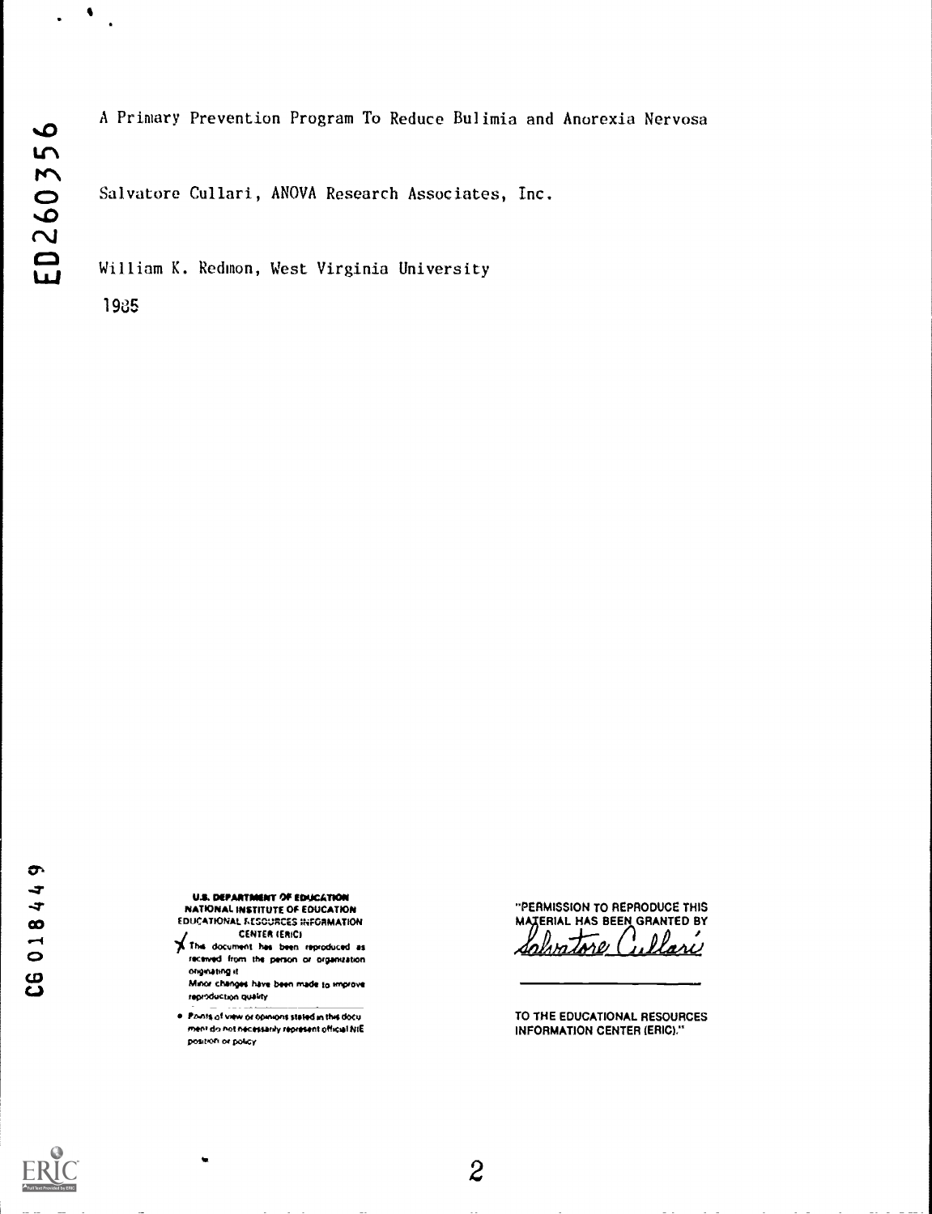A Primary Prevention Program To Reduce Bulimia and Anorexia Nervosa

Salvatore Cullari, ANOVA Research Associates, Inc.

William K. Redmon, West Virginia University

1985

U.S. DEPARTMENT OF EDUCATION
NATIONAL INSTITUTE OF EDUCATION
EDUCATIONAL RESOURCES INFORMATION
CENTER (ERIC)

- This document has been reproduced as received from the person or organization originating it.
- Minor changes have been made to improve reproduction quality.
- Points of view or opinions stated in this document do not necessarily represent official NIE position or policy.

"PERMISSION TO REPRODUCE THIS MATERIAL HAS BEEN GRANTED BY

Salvatore Cullari

TO THE EDUCATIONAL RESOURCES INFORMATION CENTER (ERIC)."

ED260356

CG018449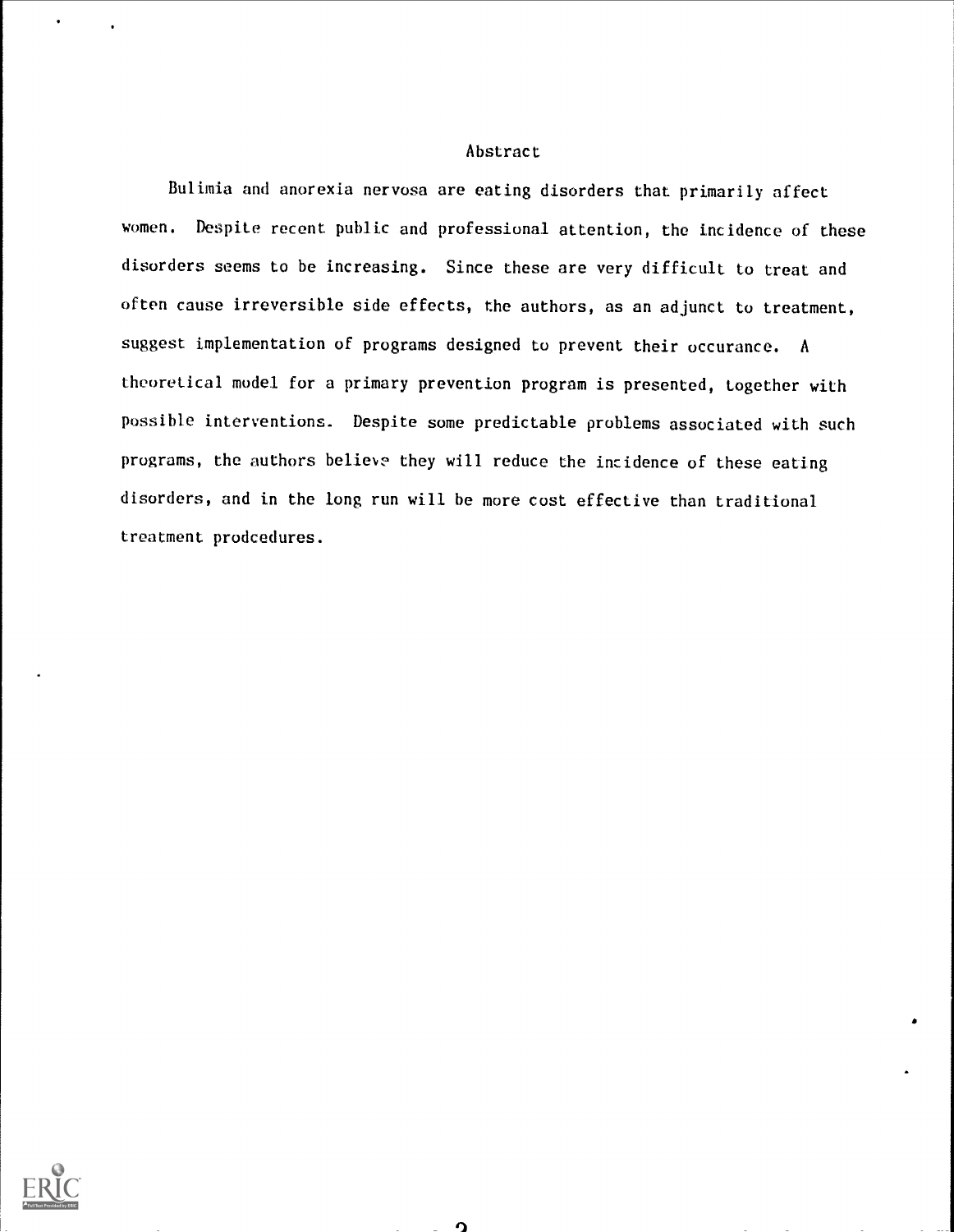## Abstract

Bulimia and anorexia nervosa are eating disorders that primarily affect women. Despite recent public and professional attention, the incidence of these disorders seems to be increasing. Since these are very difficult to treat and often cause irreversible side effects, the authors, as an adjunct to treatment, suggest implementation of programs designed to prevent their occurance. A theoretical model for a primary prevention program is presented, together with possible interventions. Despite some predictable problems associated with such programs, the authors believe they will reduce the incidence of these eating disorders, and in the long run will be more cost effective than traditional treatment prodcedures.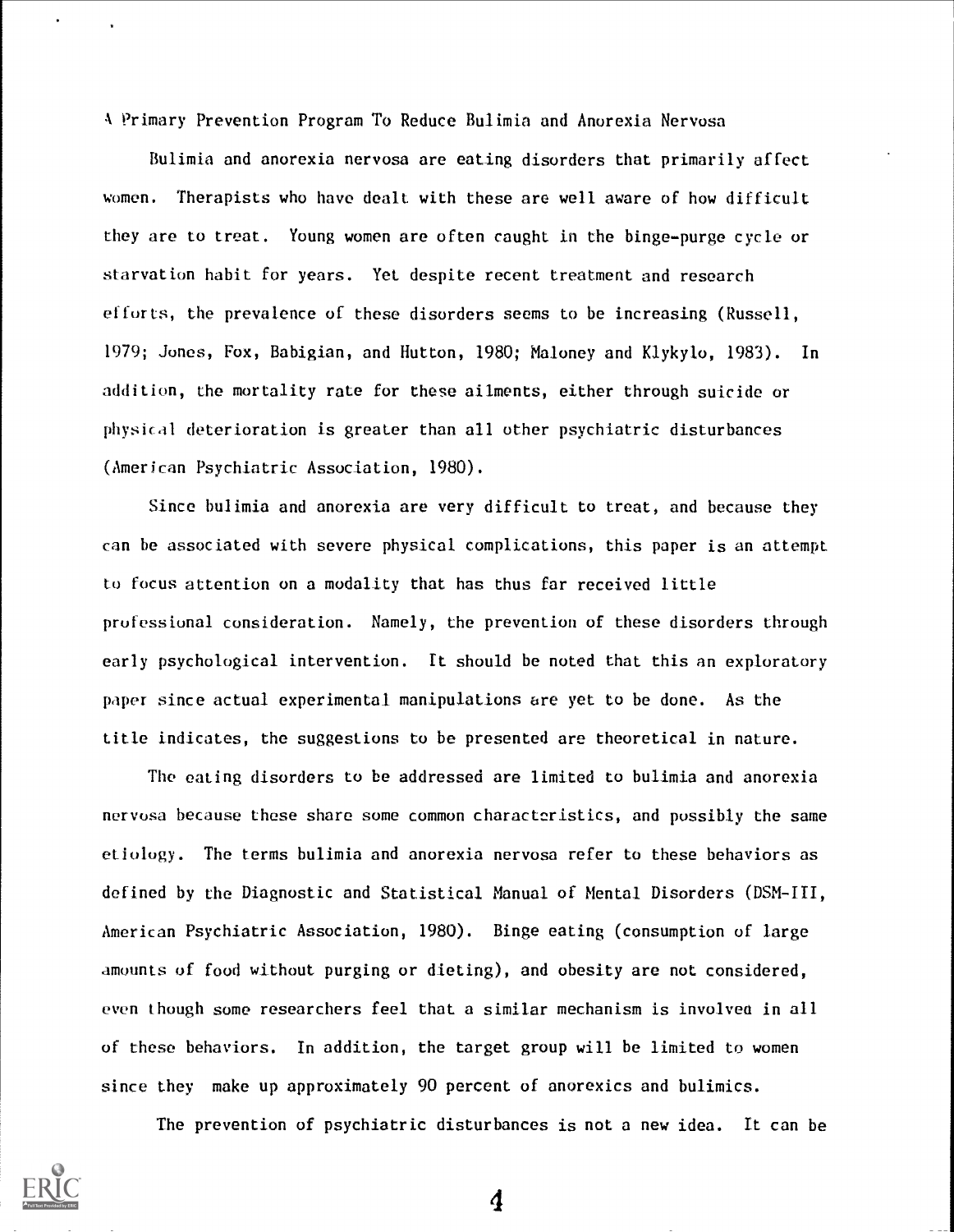A Primary Prevention Program To Reduce Bulimia and Anorexia Nervosa

Bulimia and anorexia nervosa are eating disorders that primarily affect women. Therapists who have dealt with these are well aware of how difficult they are to treat. Young women are often caught in the binge-purge cycle or starvation habit for years. Yet despite recent treatment and research efforts, the prevalence of these disorders seems to be increasing (Russell, 1979; Jones, Fox, Babigian, and Hutton, 1980; Maloney and Klykylo, 1983). In addition, the mortality rate for these ailments, either through suicide or physical deterioration is greater than all other psychiatric disturbances (American Psychiatric Association, 1980).

Since bulimia and anorexia are very difficult to treat, and because they can be associated with severe physical complications, this paper is an attempt to focus attention on a modality that has thus far received little professional consideration. Namely, the prevention of these disorders through early psychological intervention. It should be noted that this an exploratory paper since actual experimental manipulations are yet to be done. As the title indicates, the suggestions to be presented are theoretical in nature.

The eating disorders to be addressed are limited to bulimia and anorexia nervosa because these share some common characteristics, and possibly the same etiology. The terms bulimia and anorexia nervosa refer to these behaviors as defined by the Diagnostic and Statistical Manual of Mental Disorders (DSM-III, American Psychiatric Association, 1980). Binge eating (consumption of large amounts of food without purging or dieting), and obesity are not considered, even though some researchers feel that a similar mechanism is involved in all of these behaviors. In addition, the target group will be limited to women since they make up approximately 90 percent of anorexics and bulimics.

The prevention of psychiatric disturbances is not a new idea. It can be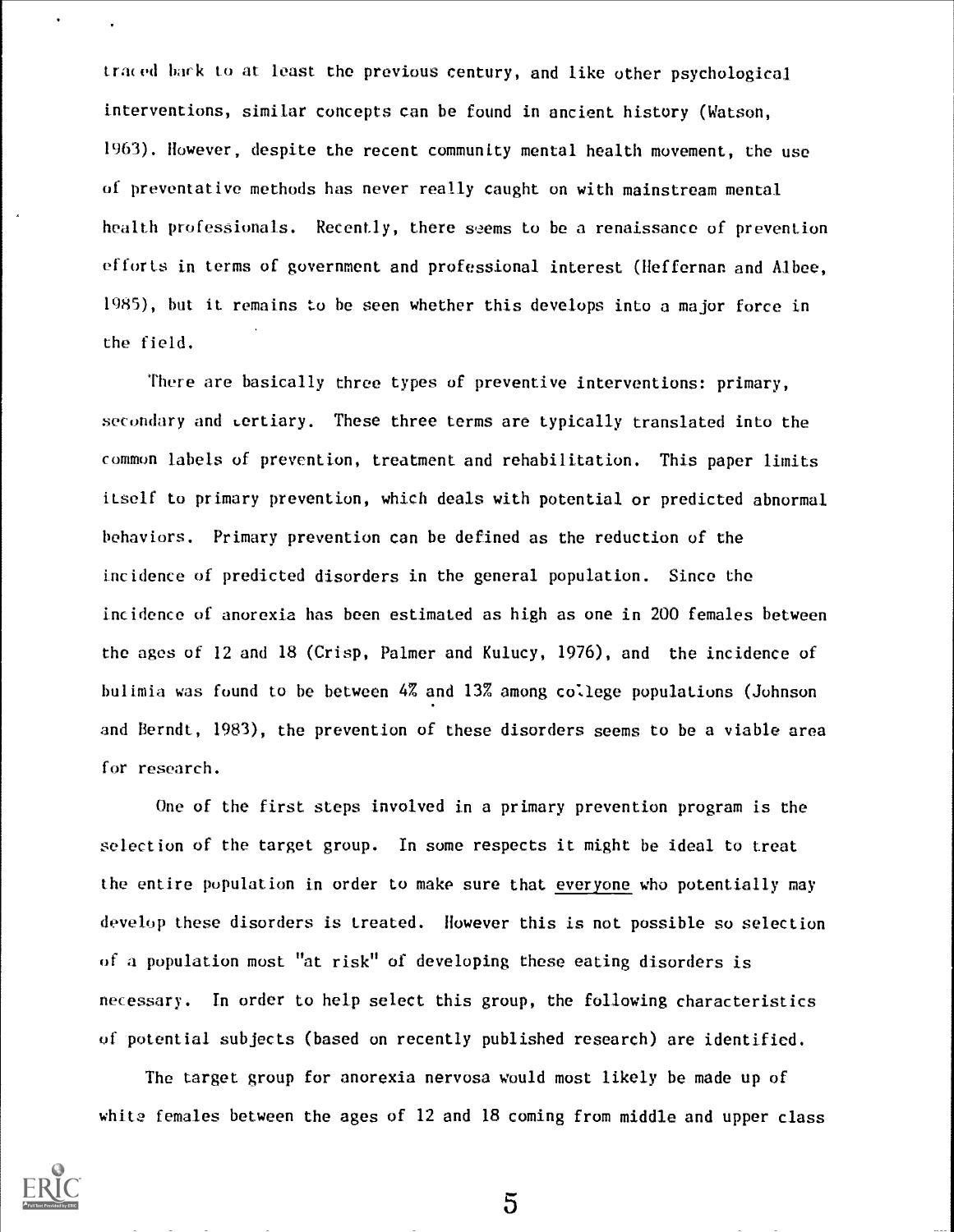traced back to at least the previous century, and like other psychological interventions, similar concepts can be found in ancient history (Watson, 1963). However, despite the recent community mental health movement, the use of preventative methods has never really caught on with mainstream mental health professionals. Recently, there seems to be a renaissance of prevention efforts in terms of government and professional interest (Heffernan and Albee, 1985), but it remains to be seen whether this develops into a major force in the field.

There are basically three types of preventive interventions: primary, secondary and tertiary. These three terms are typically translated into the common labels of prevention, treatment and rehabilitation. This paper limits itself to primary prevention, which deals with potential or predicted abnormal behaviors. Primary prevention can be defined as the reduction of the incidence of predicted disorders in the general population. Since the incidence of anorexia has been estimated as high as one in 200 females between the ages of 12 and 18 (Crisp, Palmer and Kulucy, 1976), and the incidence of bulimia was found to be between 4% and 13% among college populations (Johnson and Berndt, 1983), the prevention of these disorders seems to be a viable area for research.

One of the first steps involved in a primary prevention program is the selection of the target group. In some respects it might be ideal to treat the entire population in order to make sure that <u>everyone</u> who potentially may develop these disorders is treated. However this is not possible so selection of a population most "at risk" of developing these eating disorders is necessary. In order to help select this group, the following characteristics of potential subjects (based on recently published research) are identified.

The target group for anorexia nervosa would most likely be made up of white females between the ages of 12 and 18 coming from middle and upper class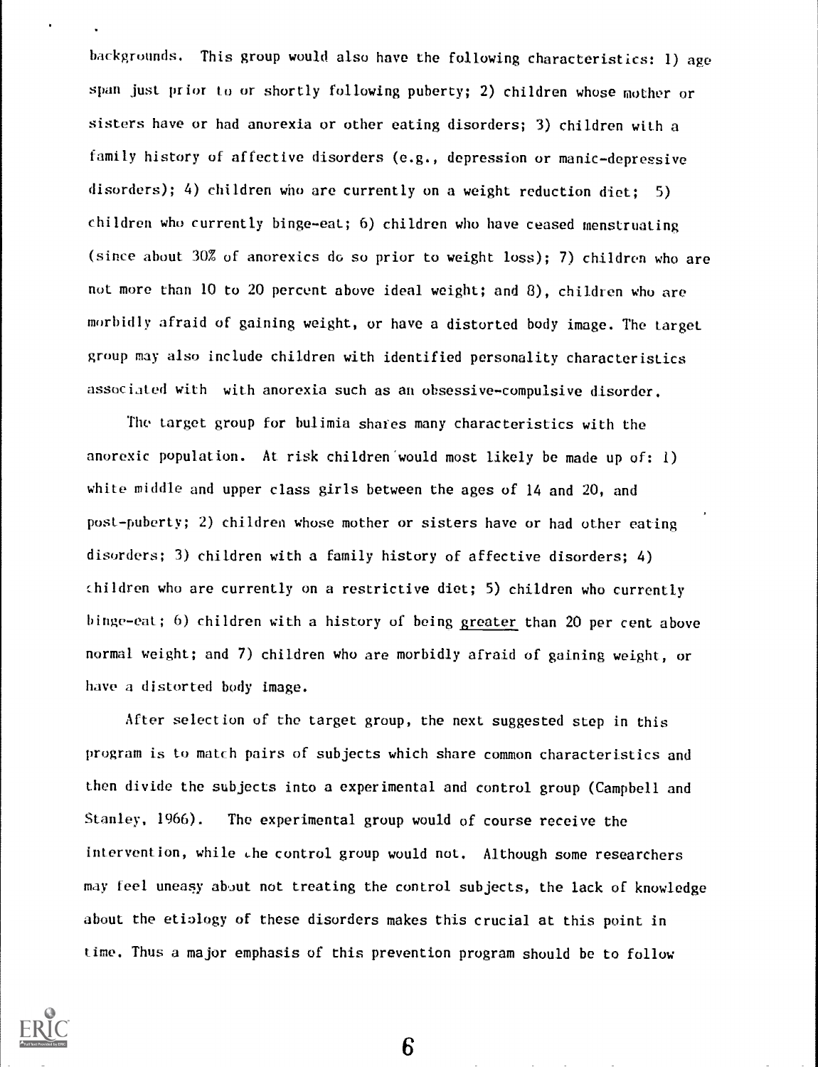backgrounds. This group would also have the following characteristics: 1) age span just prior to or shortly following puberty; 2) children whose mother or sisters have or had anorexia or other eating disorders; 3) children with a family history of affective disorders (e.g., depression or manic-depressive disorders); 4) children who are currently on a weight reduction diet; 5) children who currently binge-eat; 6) children who have ceased menstruating (since about 30% of anorexics do so prior to weight loss); 7) children who are not more than 10 to 20 percent above ideal weight; and 8), children who are morbidly afraid of gaining weight, or have a distorted body image. The target group may also include children with identified personality characteristics associated with with anorexia such as an obsessive-compulsive disorder.

The target group for bulimia shares many characteristics with the anorexic population. At risk children would most likely be made up of: 1) white middle and upper class girls between the ages of 14 and 20, and post-puberty; 2) children whose mother or sisters have or had other eating disorders; 3) children with a family history of affective disorders; 4) children who are currently on a restrictive diet; 5) children who currently binge-eat; 6) children with a history of being <u>greater</u> than 20 per cent above normal weight; and 7) children who are morbidly afraid of gaining weight, or have a distorted body image.

After selection of the target group, the next suggested step in this program is to match pairs of subjects which share common characteristics and then divide the subjects into a experimental and control group (Campbell and Stanley, 1966). The experimental group would of course receive the intervention, while the control group would not. Although some researchers may feel uneasy about not treating the control subjects, the lack of knowledge about the etiology of these disorders makes this crucial at this point in time. Thus a major emphasis of this prevention program should be to follow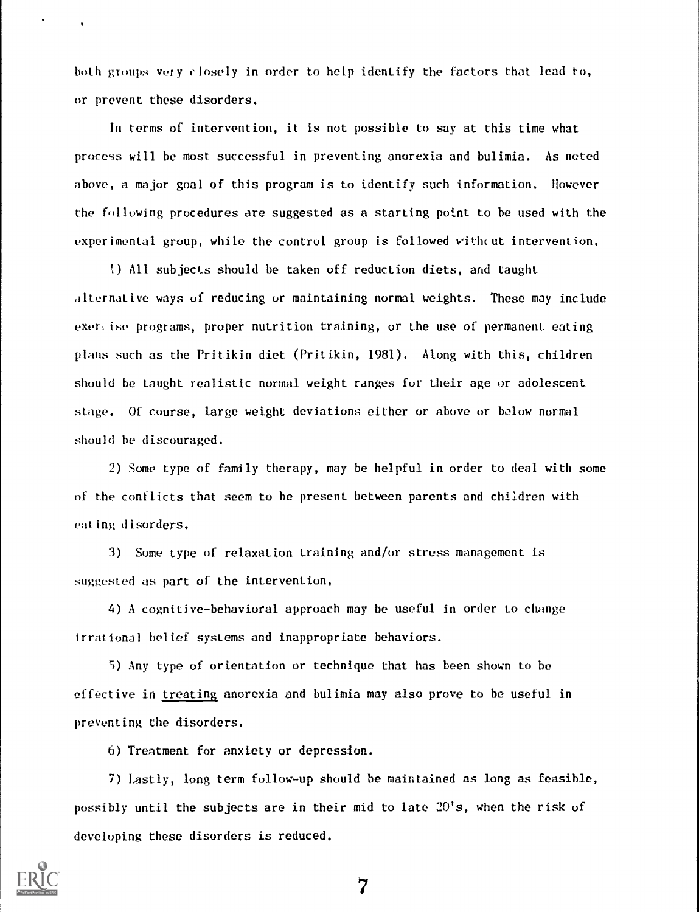both groups very closely in order to help identify the factors that lead to, or prevent these disorders.

In terms of intervention, it is not possible to say at this time what process will be most successful in preventing anorexia and bulimia. As noted above, a major goal of this program is to identify such information. However the following procedures are suggested as a starting point to be used with the experimental group, while the control group is followed without intervention.

1) All subjects should be taken off reduction diets, and taught alternative ways of reducing or maintaining normal weights. These may include exercise programs, proper nutrition training, or the use of permanent eating plans such as the Pritikin diet (Pritikin, 1981). Along with this, children should be taught realistic normal weight ranges for their age or adolescent stage. Of course, large weight deviations either or above or below normal should be discouraged.

2) Some type of family therapy, may be helpful in order to deal with some of the conflicts that seem to be present between parents and children with eating disorders.

3) Some type of relaxation training and/or stress management is suggested as part of the intervention.

4) A cognitive-behavioral approach may be useful in order to change irrational belief systems and inappropriate behaviors.

5) Any type of orientation or technique that has been shown to be effective in <u>treating</u> anorexia and bulimia may also prove to be useful in preventing the disorders.

6) Treatment for anxiety or depression.

7) Lastly, long term follow-up should be maintained as long as feasible, possibly until the subjects are in their mid to late 20's, when the risk of developing these disorders is reduced.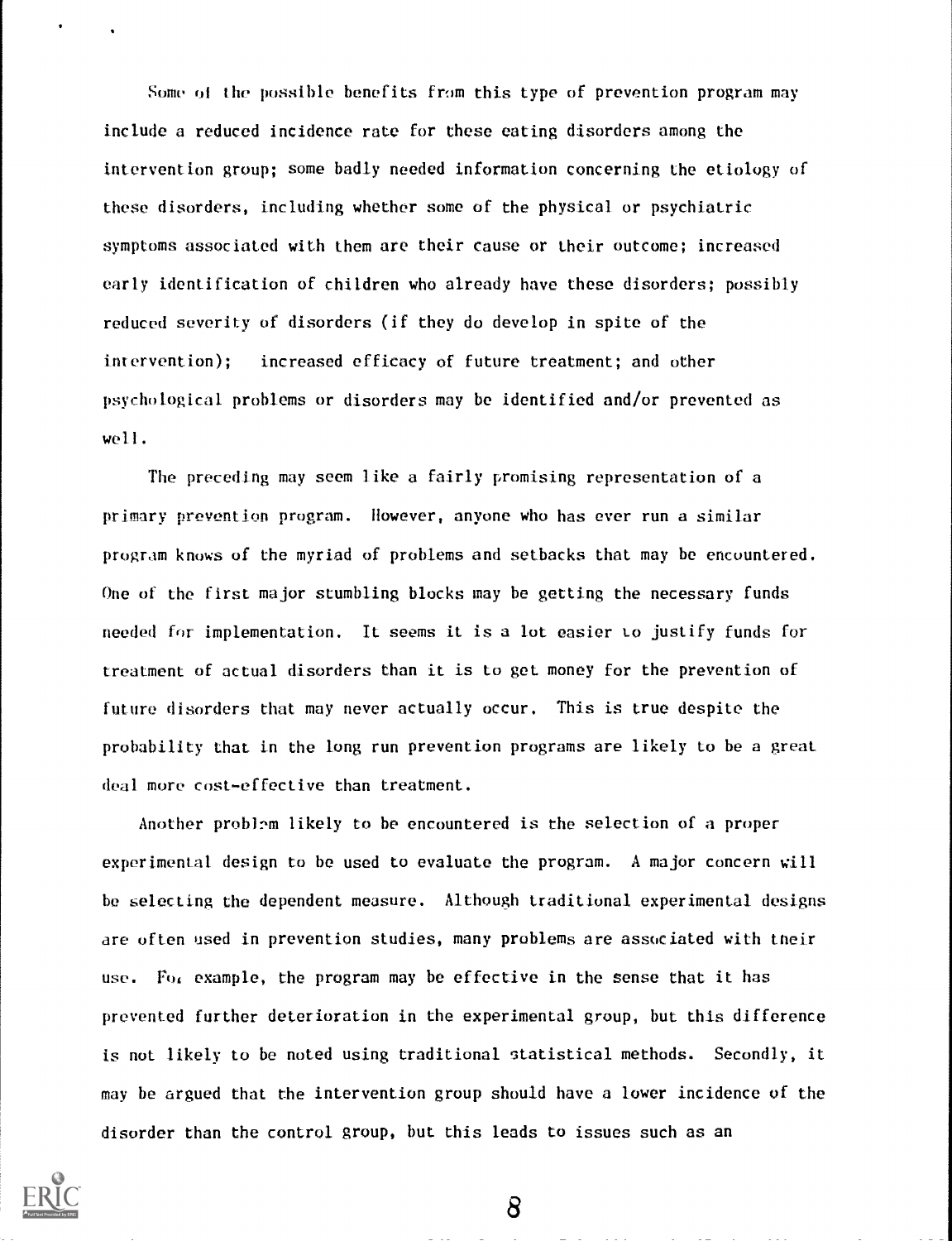Some of the possible benefits from this type of prevention program may include a reduced incidence rate for these eating disorders among the intervention group; some badly needed information concerning the etiology of these disorders, including whether some of the physical or psychiatric symptoms associated with them are their cause or their outcome; increased early identification of children who already have these disorders; possibly reduced severity of disorders (if they do develop in spite of the intervention); increased efficacy of future treatment; and other psychological problems or disorders may be identified and/or prevented as well.

The preceding may seem like a fairly promising representation of a primary prevention program. However, anyone who has ever run a similar program knows of the myriad of problems and setbacks that may be encountered. One of the first major stumbling blocks may be getting the necessary funds needed for implementation. It seems it is a lot easier to justify funds for treatment of actual disorders than it is to get money for the prevention of future disorders that may never actually occur. This is true despite the probability that in the long run prevention programs are likely to be a great deal more cost-effective than treatment.

Another problem likely to be encountered is the selection of a proper experimental design to be used to evaluate the program. A major concern will be selecting the dependent measure. Although traditional experimental designs are often used in prevention studies, many problems are associated with their use. For example, the program may be effective in the sense that it has prevented further deterioration in the experimental group, but this difference is not likely to be noted using traditional statistical methods. Secondly, it may be argued that the intervention group should have a lower incidence of the disorder than the control group, but this leads to issues such as an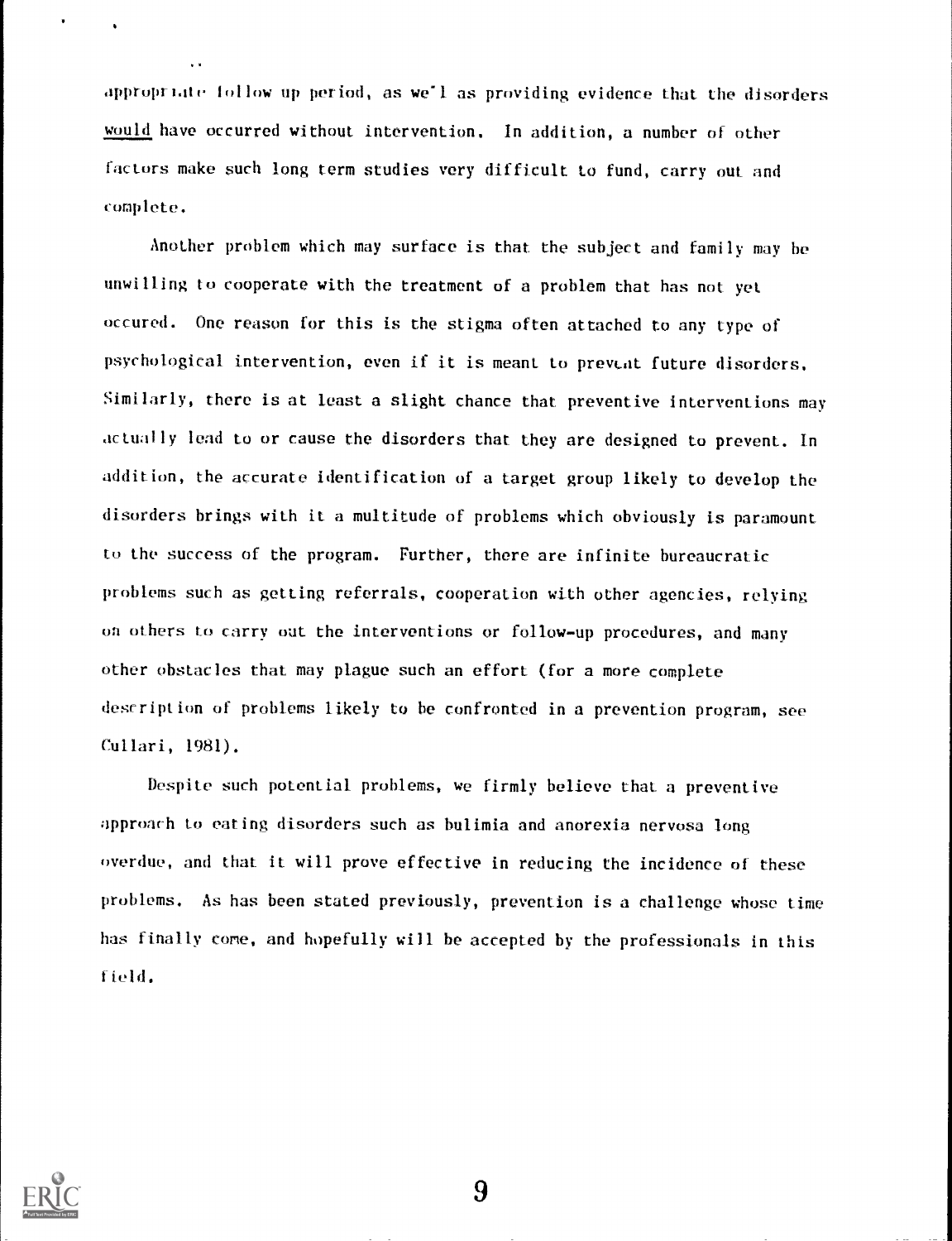appropriate follow up period, as well as providing evidence that the disorders *would* have occurred without intervention. In addition, a number of other factors make such long term studies very difficult to fund, carry out and complete.

Another problem which may surface is that the subject and family may be unwilling to cooperate with the treatment of a problem that has not yet occured. One reason for this is the stigma often attached to any type of psychological intervention, even if it is meant to prevent future disorders. Similarly, there is at least a slight chance that preventive interventions may actually lead to or cause the disorders that they are designed to prevent. In addition, the accurate identification of a target group likely to develop the disorders brings with it a multitude of problems which obviously is paramount to the success of the program. Further, there are infinite bureaucratic problems such as getting referrals, cooperation with other agencies, relying on others to carry out the interventions or follow-up procedures, and many other obstacles that may plague such an effort (for a more complete description of problems likely to be confronted in a prevention program, see Cullari, 1981).

Despite such potential problems, we firmly believe that a preventive approach to eating disorders such as bulimia and anorexia nervosa long overdue, and that it will prove effective in reducing the incidence of these problems. As has been stated previously, prevention is a challenge whose time has finally come, and hopefully will be accepted by the professionals in this field.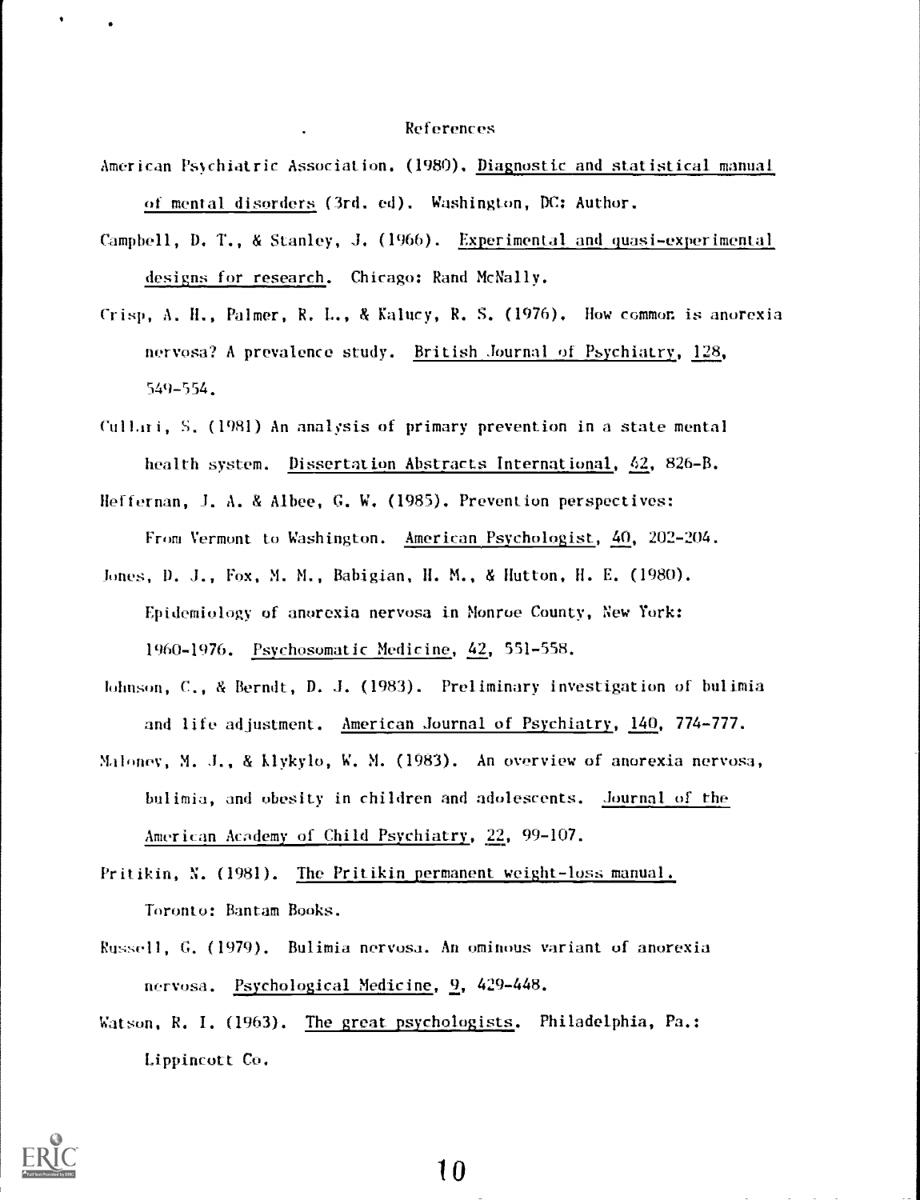## References

American Psychiatric Association. (1980). Diagnostic and statistical manual of mental disorders (3rd. ed). Washington, DC: Author.

Campbell, D. T., & Stanley, J. (1966). Experimental and quasi-experimental designs for research. Chicago: Rand McNally.

Crisp, A. H., Palmer, R. L., & Kalucy, R. S. (1976). How common is anorexia nervosa? A prevalence study. British Journal of Psychiatry, 128, 549-554.

Cullari, S. (1981) An analysis of primary prevention in a state mental health system. Dissertation Abstracts International, 42, 826-B.

Heffernan, J. A. & Albee, G. W. (1985). Prevention perspectives: From Vermont to Washington. American Psychologist, 40, 202-204.

Jones, D. J., Fox, M. M., Babigian, H. M., & Hutton, H. E. (1980). Epidemiology of anorexia nervosa in Monroe County, New York: 1960-1976. Psychosomatic Medicine, 42, 551-558.

Johnson, C., & Berndt, D. J. (1983). Preliminary investigation of bulimia and life adjustment. American Journal of Psychiatry, 140, 774-777.

Maloney, M. J., & Klykylo, W. M. (1983). An overview of anorexia nervosa, bulimia, and obesity in children and adolescents. Journal of the American Academy of Child Psychiatry, 22, 99-107.

Pritikin, N. (1981). The Pritikin permanent weight-loss manual. Toronto: Bantam Books.

Russell, G. (1979). Bulimia nervosa. An ominous variant of anorexia nervosa. Psychological Medicine, 9, 429-448.

Watson, R. I. (1963). The great psychologists. Philadelphia, Pa.: Lippincott Co.